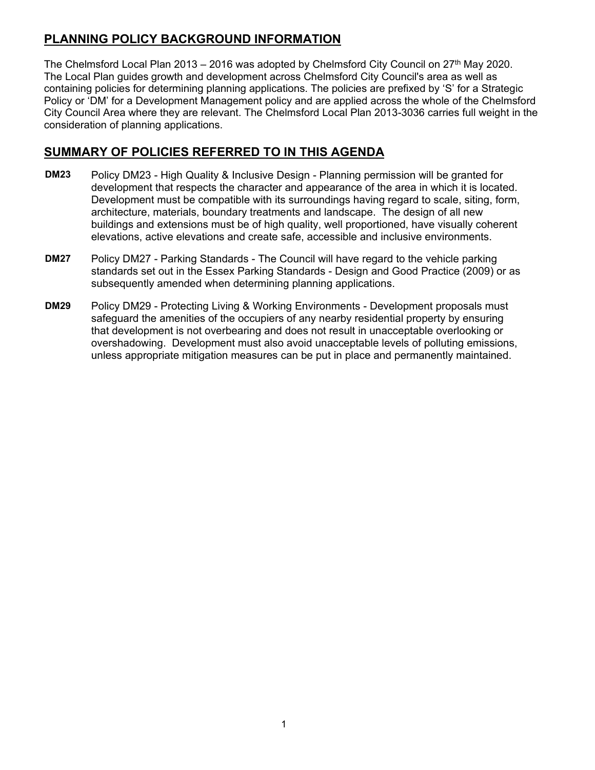## PLANNING POLICY BACKGROUND INFORMATION

The Chelmsford Local Plan 2013 – 2016 was adopted by Chelmsford City Council on 27th May 2020. The Local Plan guides growth and development across Chelmsford City Council's area as well as containing policies for determining planning applications. The policies are prefixed by 'S' for a Strategic Policy or 'DM' for a Development Management policy and are applied across the whole of the Chelmsford City Council Area where they are relevant. The Chelmsford Local Plan 2013-3036 carries full weight in the consideration of planning applications.

## SUMMARY OF POLICIES REFERRED TO IN THIS AGENDA

**DM23** Policy DM23 - High Quality & Inclusive Design - Planning permission will be granted for development that respects the character and appearance of the area in which it is located. Development must be compatible with its surroundings having regard to scale, siting, form, architecture, materials, boundary treatments and landscape. The design of all new buildings and extensions must be of high quality, well proportioned, have visually coherent elevations, active elevations and create safe, accessible and inclusive environments.

**DM27** Policy DM27 - Parking Standards - The Council will have regard to the vehicle parking standards set out in the Essex Parking Standards - Design and Good Practice (2009) or as subsequently amended when determining planning applications.

**DM29** Policy DM29 - Protecting Living & Working Environments - Development proposals must safeguard the amenities of the occupiers of any nearby residential property by ensuring that development is not overbearing and does not result in unacceptable overlooking or overshadowing. Development must also avoid unacceptable levels of polluting emissions, unless appropriate mitigation measures can be put in place and permanently maintained.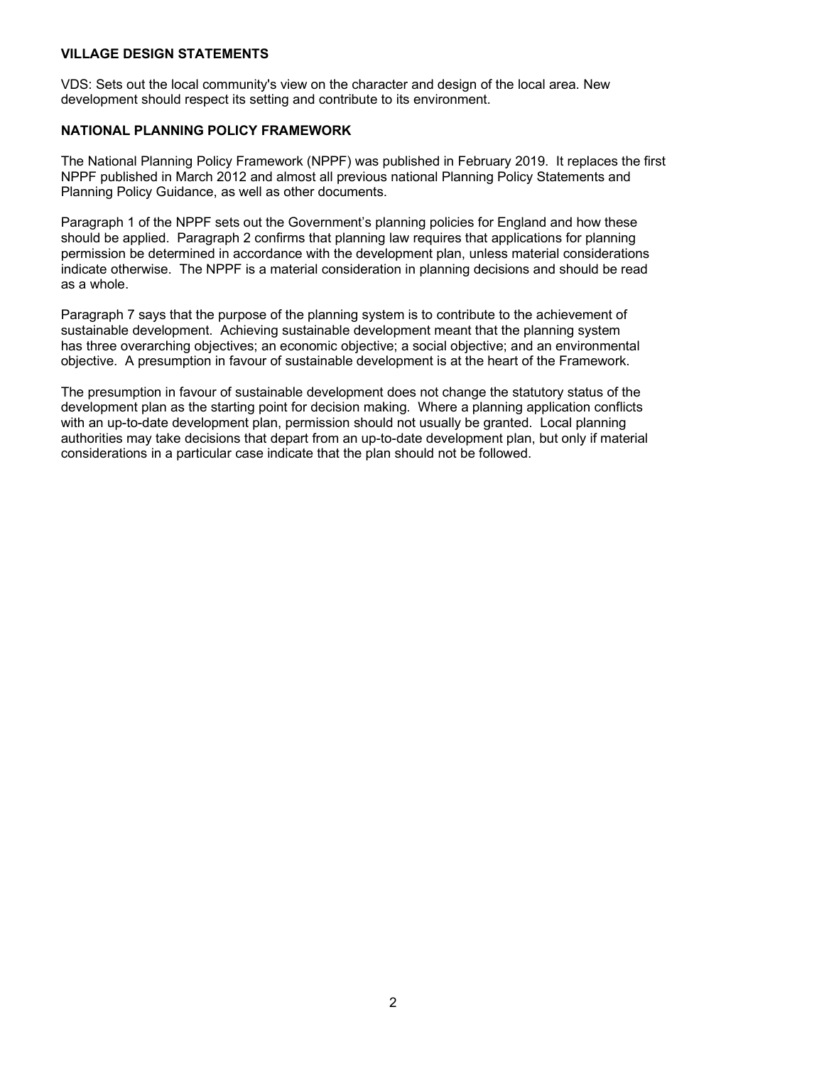## VILLAGE DESIGN STATEMENTS

VDS: Sets out the local community's view on the character and design of the local area. New development should respect its setting and contribute to its environment.

## NATIONAL PLANNING POLICY FRAMEWORK

The National Planning Policy Framework (NPPF) was published in February 2019. It replaces the first NPPF published in March 2012 and almost all previous national Planning Policy Statements and Planning Policy Guidance, as well as other documents.

Paragraph 1 of the NPPF sets out the Government's planning policies for England and how these should be applied. Paragraph 2 confirms that planning law requires that applications for planning permission be determined in accordance with the development plan, unless material considerations indicate otherwise. The NPPF is a material consideration in planning decisions and should be read as a whole.

Paragraph 7 says that the purpose of the planning system is to contribute to the achievement of sustainable development. Achieving sustainable development meant that the planning system has three overarching objectives; an economic objective; a social objective; and an environmental objective. A presumption in favour of sustainable development is at the heart of the Framework.

The presumption in favour of sustainable development does not change the statutory status of the development plan as the starting point for decision making. Where a planning application conflicts with an up-to-date development plan, permission should not usually be granted. Local planning authorities may take decisions that depart from an up-to-date development plan, but only if material considerations in a particular case indicate that the plan should not be followed.